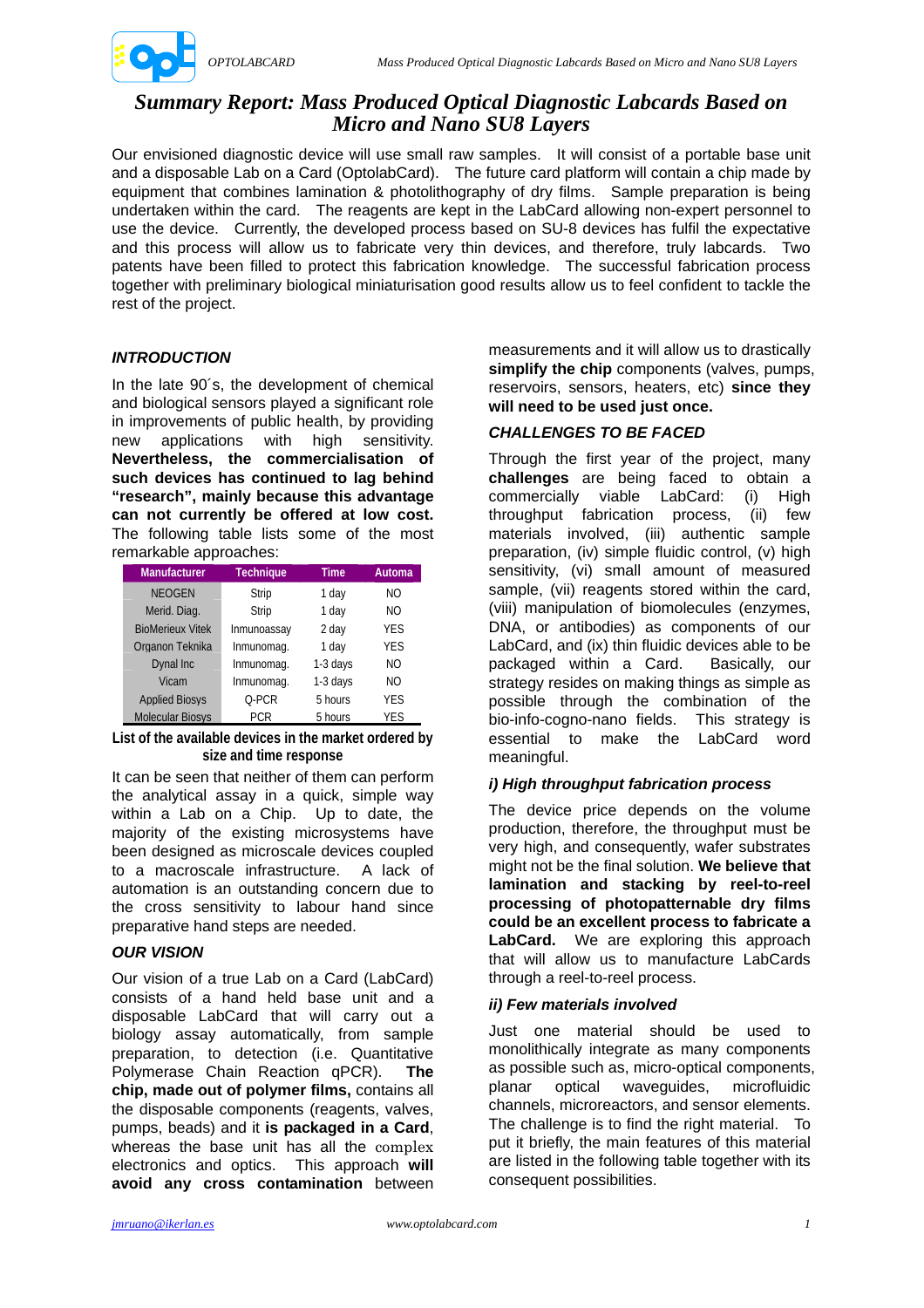# Summary Report: Mass Produced Optical Diagnostic Labcards Based on Micro and Nano SU8 Layers

Our envisioned diagnostic device will use small raw samples. It will consist of a portable base unit and a disposable Lab on a Card (OptolabCard). The future card platform will contain a chip made by equipment that combines lamination & photolithography of dry films. Sample preparation is being undertaken within the card. The reagents are kept in the LabCard allowing non-expert personnel to use the device. Currently, the developed process based on SU-8 devices has fulfil the expectative and this process will allow us to fabricate very thin devices, and therefore, truly labcards. Two patents have been filled to protect this fabrication knowledge. The successful fabrication process together with preliminary biological miniaturisation good results allow us to feel confident to tackle the rest of the project.

## *INTRODUCTION*

In the late 90´s, the development of chemical and biological sensors played a significant role in improvements of public health, by providing new applications with high sensitivity. **Nevertheless, the commercialisation of such devices has continued to lag behind "research", mainly because this advantage can not currently be offered at low cost.** The following table lists some of the most remarkable approaches:

| Manufacturer | Technique | Time | Automa |
|---|---|---|---|
| NEOGEN | Strip | 1 day | NO |
| Merid. Diag. | Strip | 1 day | NO |
| BioMerieux Vitek | Inmunoassay | 2 day | YES |
| Organon Teknika | Inmunomag. | 1 day | YES |
| Dynal Inc | Inmunomag. | 1-3 days | NO |
| Vicam | Inmunomag. | 1-3 days | NO |
| Applied Biosys | Q-PCR | 5 hours | YES |
| Molecular Biosys | PCR | 5 hours | YES |

**List of the available devices in the market ordered by size and time response**

It can be seen that neither of them can perform the analytical assay in a quick, simple way within a Lab on a Chip. Up to date, the majority of the existing microsystems have been designed as microscale devices coupled to a macroscale infrastructure. A lack of automation is an outstanding concern due to the cross sensitivity to labour hand since preparative hand steps are needed.

## *OUR VISION*

Our vision of a true Lab on a Card (LabCard) consists of a hand held base unit and a disposable LabCard that will carry out a biology assay automatically, from sample preparation, to detection (i.e. Quantitative Polymerase Chain Reaction qPCR). **The chip, made out of polymer films,** contains all the disposable components (reagents, valves, pumps, beads) and it **is packaged in a Card**, whereas the base unit has all the complex electronics and optics. This approach **will avoid any cross contamination** between measurements and it will allow us to drastically **simplify the chip** components (valves, pumps, reservoirs, sensors, heaters, etc) **since they will need to be used just once.**

## *CHALLENGES TO BE FACED*

Through the first year of the project, many **challenges** are being faced to obtain a commercially viable LabCard: (i) High throughput fabrication process, (ii) few materials involved, (iii) authentic sample preparation, (iv) simple fluidic control, (v) high sensitivity, (vi) small amount of measured sample, (vii) reagents stored within the card, (viii) manipulation of biomolecules (enzymes, DNA, or antibodies) as components of our LabCard, and (ix) thin fluidic devices able to be packaged within a Card. Basically, our strategy resides on making things as simple as possible through the combination of the bio-info-cogno-nano fields. This strategy is essential to make the LabCard word meaningful.

### *i) High throughput fabrication process*

The device price depends on the volume production, therefore, the throughput must be very high, and consequently, wafer substrates might not be the final solution. **We believe that lamination and stacking by reel-to-reel processing of photopatternable dry films could be an excellent process to fabricate a LabCard.** We are exploring this approach that will allow us to manufacture LabCards through a reel-to-reel process.

### *ii) Few materials involved*

Just one material should be used to monolithically integrate as many components as possible such as, micro-optical components, planar optical waveguides, microfluidic channels, microreactors, and sensor elements. The challenge is to find the right material. To put it briefly, the main features of this material are listed in the following table together with its consequent possibilities.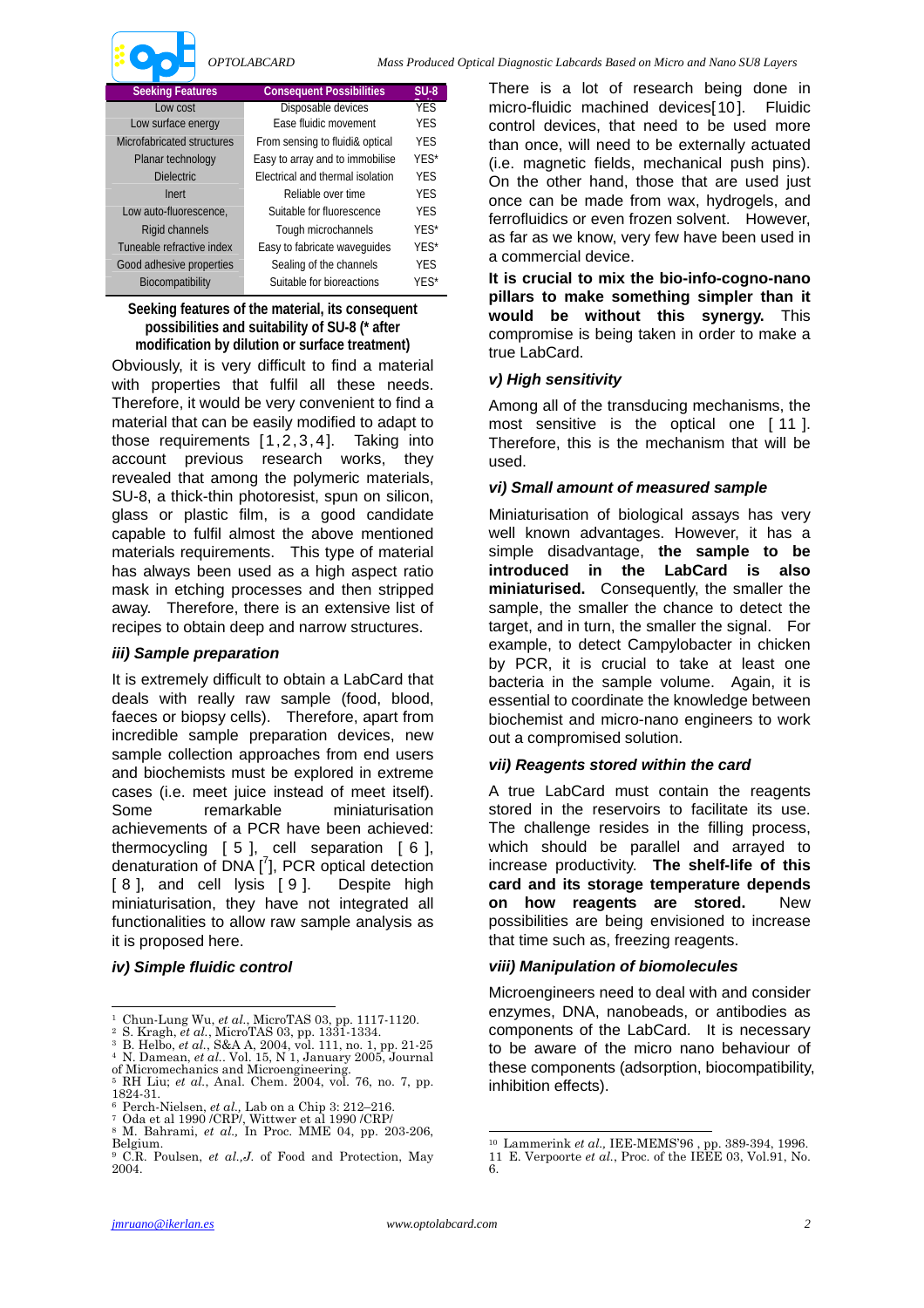| Seeking Features | Consequent Possibilities | SU-8 |
|---|---|---|
| Low cost | Disposable devices | YES |
| Low surface energy | Ease fluidic movement | YES |
| Microfabricated structures | From sensing to fluidi& optical | YES |
| Planar technology | Easy to array and to immobilise | YES* |
| Dielectric | Electrical and thermal isolation | YES |
| Inert | Reliable over time | YES |
| Low auto-fluorescence, | Suitable for fluorescence | YES |
| Rigid channels | Tough microchannels | YES* |
| Tuneable refractive index | Easy to fabricate waveguides | YES* |
| Good adhesive properties | Sealing of the channels | YES |
| Biocompatibility | Suitable for bioreactions | YES* |

**Seeking features of the material, its consequent possibilities and suitability of SU-8 (* after modification by dilution or surface treatment)**

Obviously, it is very difficult to find a material with properties that fulfil all these needs. Therefore, it would be very convenient to find a material that can be easily modified to adapt to those requirements [1,2,3,4]. Taking into account previous research works, they revealed that among the polymeric materials, SU-8, a thick-thin photoresist, spun on silicon, glass or plastic film, is a good candidate capable to fulfil almost the above mentioned materials requirements. This type of material has always been used as a high aspect ratio mask in etching processes and then stripped away. Therefore, there is an extensive list of recipes to obtain deep and narrow structures.

### *iii) Sample preparation*

It is extremely difficult to obtain a LabCard that deals with really raw sample (food, blood, faeces or biopsy cells). Therefore, apart from incredible sample preparation devices, new sample collection approaches from end users and biochemists must be explored in extreme cases (i.e. meet juice instead of meet itself). Some remarkable miniaturisation achievements of a PCR have been achieved: thermocycling [5], cell separation [6], denaturation of DNA [7], PCR optical detection [8], and cell lysis [9]. Despite high miniaturisation, they have not integrated all functionalities to allow raw sample analysis as it is proposed here.

### *iv) Simple fluidic control*

There is a lot of research being done in micro-fluidic machined devices[10]. Fluidic control devices, that need to be used more than once, will need to be externally actuated (i.e. magnetic fields, mechanical push pins). On the other hand, those that are used just once can be made from wax, hydrogels, and ferrofluidics or even frozen solvent. However, as far as we know, very few have been used in a commercial device.

**It is crucial to mix the bio-info-cogno-nano pillars to make something simpler than it would be without this synergy.** This compromise is being taken in order to make a true LabCard.

### *v) High sensitivity*

Among all of the transducing mechanisms, the most sensitive is the optical one [11]. Therefore, this is the mechanism that will be used.

### *vi) Small amount of measured sample*

Miniaturisation of biological assays has very well known advantages. However, it has a simple disadvantage, **the sample to be introduced in the LabCard is also miniaturised.** Consequently, the smaller the sample, the smaller the chance to detect the target, and in turn, the smaller the signal. For example, to detect Campylobacter in chicken by PCR, it is crucial to take at least one bacteria in the sample volume. Again, it is essential to coordinate the knowledge between biochemist and micro-nano engineers to work out a compromised solution.

### *vii) Reagents stored within the card*

A true LabCard must contain the reagents stored in the reservoirs to facilitate its use. The challenge resides in the filling process, which should be parallel and arrayed to increase productivity. **The shelf-life of this card and its storage temperature depends on how reagents are stored.** New possibilities are being envisioned to increase that time such as, freezing reagents.

### *viii) Manipulation of biomolecules*

Microengineers need to deal with and consider enzymes, DNA, nanobeads, or antibodies as components of the LabCard. It is necessary to be aware of the micro nano behaviour of these components (adsorption, biocompatibility, inhibition effects).

---

[1] Chun-Lung Wu, *et al.*, MicroTAS 03, pp. 1117-1120.
[2] S. Kragh, *et al.*, MicroTAS 03, pp. 1331-1334.
[3] B. Helbo, *et al.*, S&A A, 2004, vol. 111, no. 1, pp. 21-25
[4] N. Damean, *et al.*. Vol. 15, N 1, January 2005, Journal of Micromechanics and Microengineering.
[5] RH Liu; *et al.*, Anal. Chem. 2004, vol. 76, no. 7, pp. 1824-31.
[6] Perch-Nielsen, *et al.,* Lab on a Chip 3: 212–216.
[7] Oda et al 1990 /CRP/, Wittwer et al 1990 /CRP/
[8] M. Bahrami, *et al.,* In Proc. MME 04, pp. 203-206, Belgium.
[9] C.R. Poulsen, *et al.,J.* of Food and Protection, May 2004.
[10] Lammerink *et al.,* IEE-MEMS'96 , pp. 389-394, 1996.
[11] E. Verpoorte *et al.*, Proc. of the IEEE 03, Vol.91, No. 6.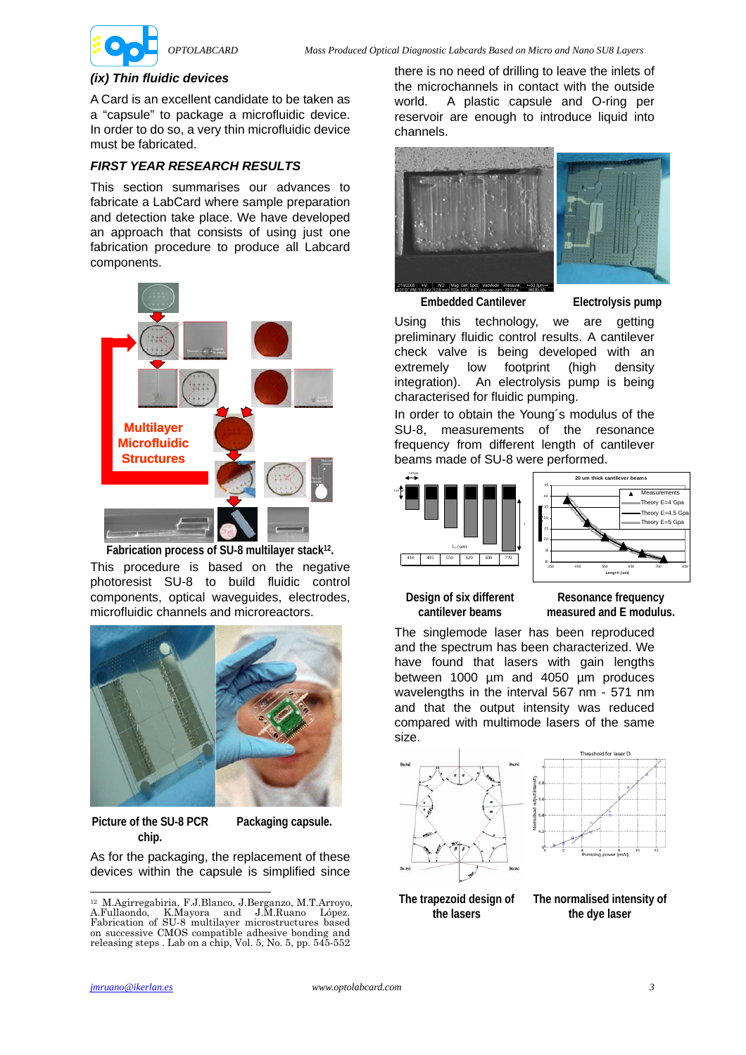### (ix) Thin fluidic devices

A Card is an excellent candidate to be taken as a "capsule" to package a microfluidic device. In order to do so, a very thin microfluidic device must be fabricated.

## FIRST YEAR RESEARCH RESULTS

This section summarises our advances to fabricate a LabCard where sample preparation and detection take place. We have developed an approach that consists of using just one fabrication procedure to produce all Labcard components.

**Fabrication process of SU-8 multilayer stack[12].**

This procedure is based on the negative photoresist SU-8 to build fluidic control components, optical waveguides, electrodes, microfluidic channels and microreactors.

**Picture of the SU-8 PCR chip.** **Packaging capsule.**

As for the packaging, the replacement of these devices within the capsule is simplified since there is no need of drilling to leave the inlets of the microchannels in contact with the outside world. A plastic capsule and O-ring per reservoir are enough to introduce liquid into channels.

**Embedded Cantilever** **Electrolysis pump**

Using this technology, we are getting preliminary fluidic control results. A cantilever check valve is being developed with an extremely low footprint (high density integration). An electrolysis pump is being characterised for fluidic pumping.

In order to obtain the Young´s modulus of the SU-8, measurements of the resonance frequency from different length of cantilever beams made of SU-8 were performed.

**Design of six different cantilever beams** **Resonance frequency measured and E modulus.**

The singlemode laser has been reproduced and the spectrum has been characterized. We have found that lasers with gain lengths between 1000 µm and 4050 µm produces wavelengths in the interval 567 nm - 571 nm and that the output intensity was reduced compared with multimode lasers of the same size.

**The trapezoid design of the lasers** **The normalised intensity of the dye laser**

[12] M.Agirregabiria, F.J.Blanco, J.Berganzo, M.T.Arroyo, A.Fullaondo, K.Mayora and J.M.Ruano López. Fabrication of SU-8 multilayer microstructures based on successive CMOS compatible adhesive bonding and releasing steps . Lab on a chip, Vol. 5, No. 5, pp. 545-552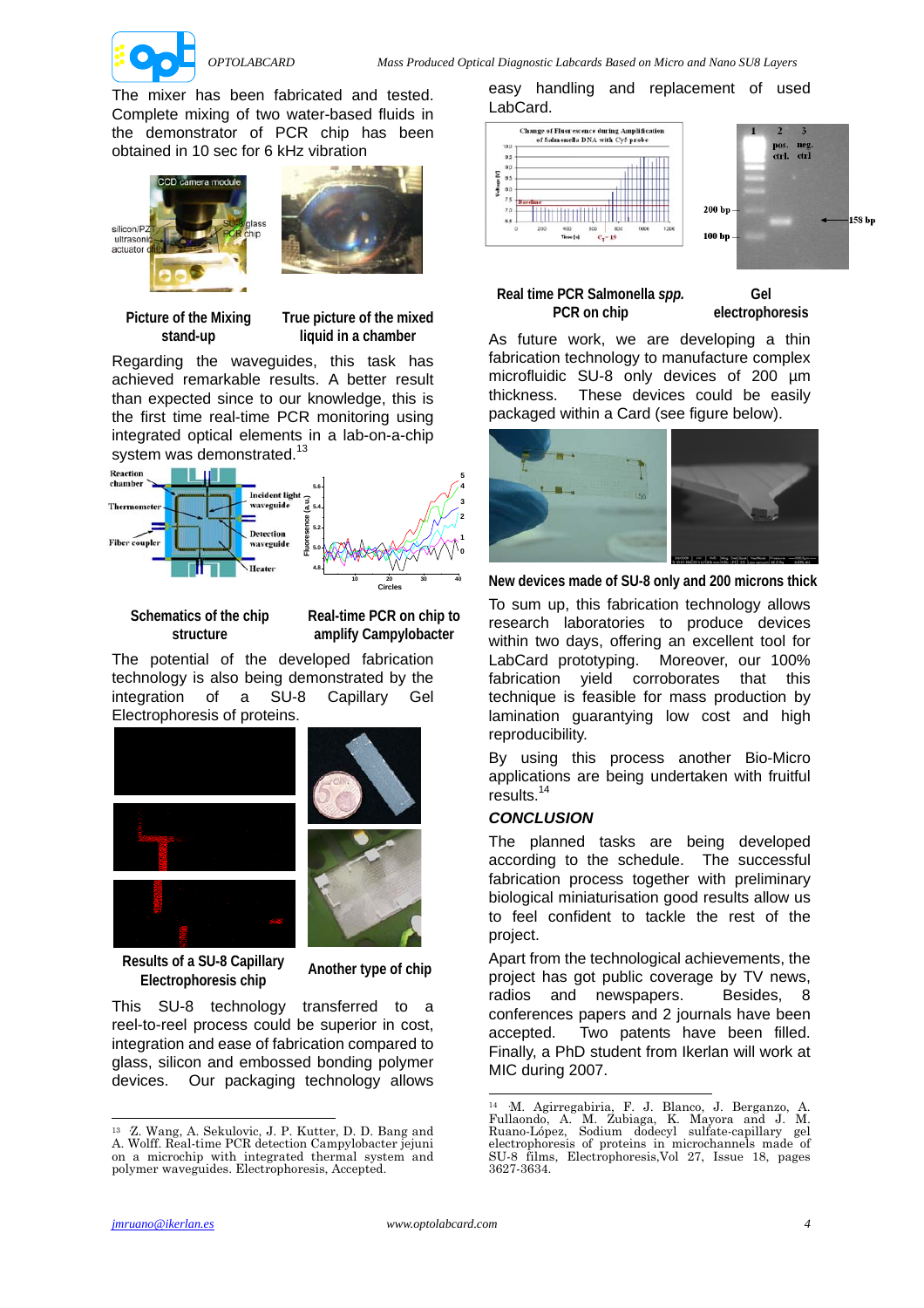The mixer has been fabricated and tested. Complete mixing of two water-based fluids in the demonstrator of PCR chip has been obtained in 10 sec for 6 kHz vibration

CCD camera module
silicon/PZT ultrasonic actuator chip
SU8-glass PCR chip

**Picture of the Mixing stand-up**

**True picture of the mixed liquid in a chamber**

Regarding the waveguides, this task has achieved remarkable results. A better result than expected since to our knowledge, this is the first time real-time PCR monitoring using integrated optical elements in a lab-on-a-chip system was demonstrated.[13]

Reaction chamber
Thermometer
Fiber coupler
Incident light waveguide
Detection waveguide
Heater

Fluorescence (a.u.)
5.6
5.4
5.2
5.0
4.8
10
20
30
40
Circles
5
4
3
2
1
0

**Schematics of the chip structure**

**Real-time PCR on chip to amplify Campylobacter**

The potential of the developed fabrication technology is also being demonstrated by the integration of a SU-8 Capillary Gel Electrophoresis of proteins.

**Results of a SU-8 Capillary Electrophoresis chip**

**Another type of chip**

This SU-8 technology transferred to a reel-to-reel process could be superior in cost, integration and ease of fabrication compared to glass, silicon and embossed bonding polymer devices. Our packaging technology allows easy handling and replacement of used LabCard.

Change of Fluorescence during Amplification of Salmonella DNA with Cy5 probe
Voltage [V]
Time [s]
Baseline
$C_T$ = 19

1 2 3
pos. ctrl.
neg. ctrl
200 bp
100 bp
158 bp

**Real time PCR Salmonella *spp.* PCR on chip**

**Gel electrophoresis**

As future work, we are developing a thin fabrication technology to manufacture complex microfluidic SU-8 only devices of 200 µm thickness. These devices could be easily packaged within a Card (see figure below).

**New devices made of SU-8 only and 200 microns thick**

To sum up, this fabrication technology allows research laboratories to produce devices within two days, offering an excellent tool for LabCard prototyping. Moreover, our 100% fabrication yield corroborates that this technique is feasible for mass production by lamination guarantying low cost and high reproducibility.

By using this process another Bio-Micro applications are being undertaken with fruitful results.[14]

## *CONCLUSION*

The planned tasks are being developed according to the schedule. The successful fabrication process together with preliminary biological miniaturisation good results allow us to feel confident to tackle the rest of the project.

Apart from the technological achievements, the project has got public coverage by TV news, radios and newspapers. Besides, 8 conferences papers and 2 journals have been accepted. Two patents have been filled. Finally, a PhD student from Ikerlan will work at MIC during 2007.

---

[13] Z. Wang, A. Sekulovic, J. P. Kutter, D. D. Bang and A. Wolff. Real-time PCR detection Campylobacter jejuni on a microchip with integrated thermal system and polymer waveguides. Electrophoresis, Accepted.

[14] M. Agirregabiria, F. J. Blanco, J. Berganzo, A. Fullaondo, A. M. Zubiaga, K. Mayora and J. M. Ruano-López, Sodium dodecyl sulfate-capillary gel electrophoresis of proteins in microchannels made of SU-8 films, Electrophoresis,Vol 27, Issue 18, pages 3627-3634.